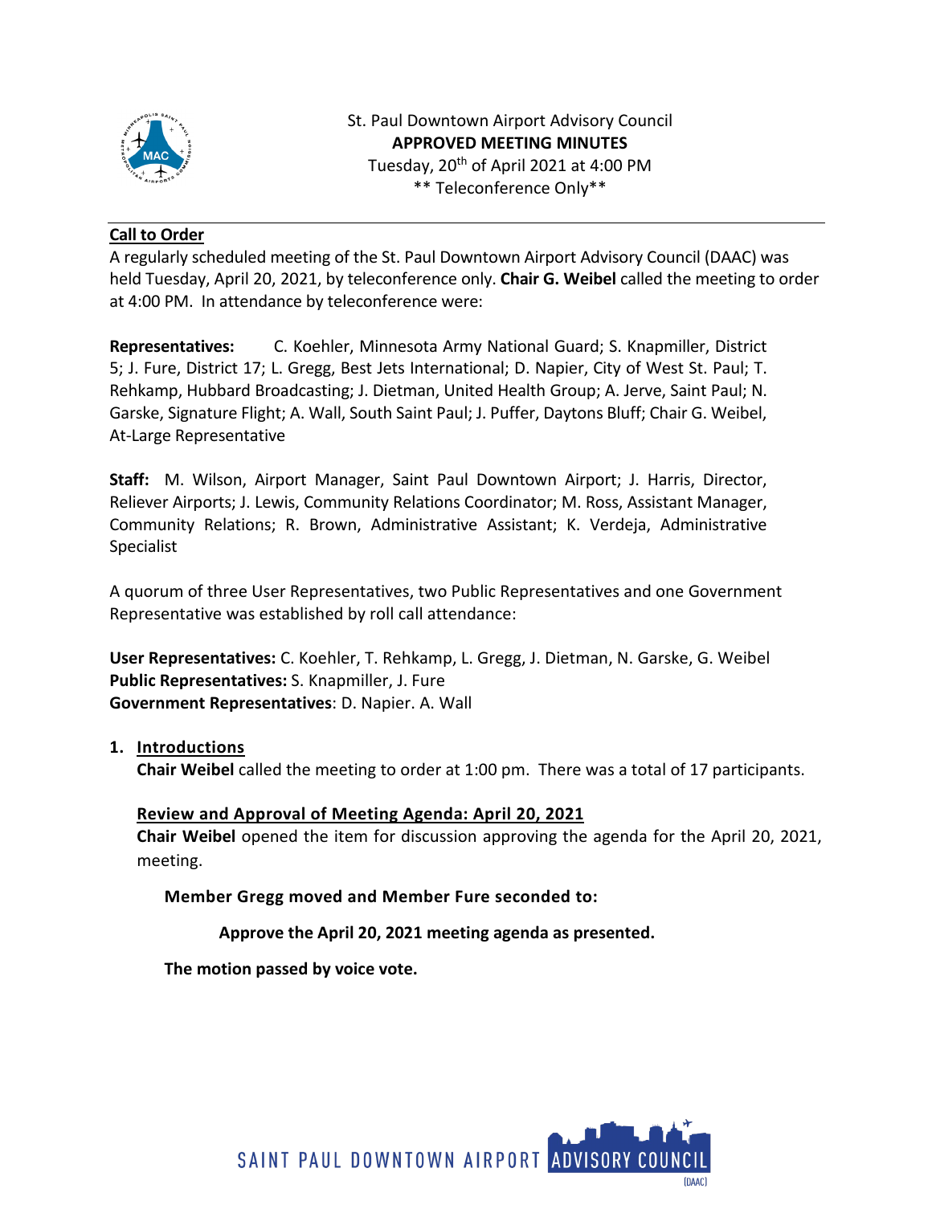St. Paul Downtown Airport Advisory Council
**APPROVED MEETING MINUTES**
Tuesday, 20th of April 2021 at 4:00 PM
** Teleconference Only**

## Call to Order

A regularly scheduled meeting of the St. Paul Downtown Airport Advisory Council (DAAC) was held Tuesday, April 20, 2021, by teleconference only. **Chair G. Weibel** called the meeting to order at 4:00 PM. In attendance by teleconference were:

**Representatives:** C. Koehler, Minnesota Army National Guard; S. Knapmiller, District 5; J. Fure, District 17; L. Gregg, Best Jets International; D. Napier, City of West St. Paul; T. Rehkamp, Hubbard Broadcasting; J. Dietman, United Health Group; A. Jerve, Saint Paul; N. Garske, Signature Flight; A. Wall, South Saint Paul; J. Puffer, Daytons Bluff; Chair G. Weibel, At-Large Representative

**Staff:** M. Wilson, Airport Manager, Saint Paul Downtown Airport; J. Harris, Director, Reliever Airports; J. Lewis, Community Relations Coordinator; M. Ross, Assistant Manager, Community Relations; R. Brown, Administrative Assistant; K. Verdeja, Administrative Specialist

A quorum of three User Representatives, two Public Representatives and one Government Representative was established by roll call attendance:

**User Representatives:** C. Koehler, T. Rehkamp, L. Gregg, J. Dietman, N. Garske, G. Weibel
**Public Representatives:** S. Knapmiller, J. Fure
**Government Representatives**: D. Napier. A. Wall

## 1. Introductions

**Chair Weibel** called the meeting to order at 1:00 pm. There was a total of 17 participants.

### Review and Approval of Meeting Agenda: April 20, 2021

**Chair Weibel** opened the item for discussion approving the agenda for the April 20, 2021, meeting.

**Member Gregg moved and Member Fure seconded to:**

**Approve the April 20, 2021 meeting agenda as presented.**

**The motion passed by voice vote.**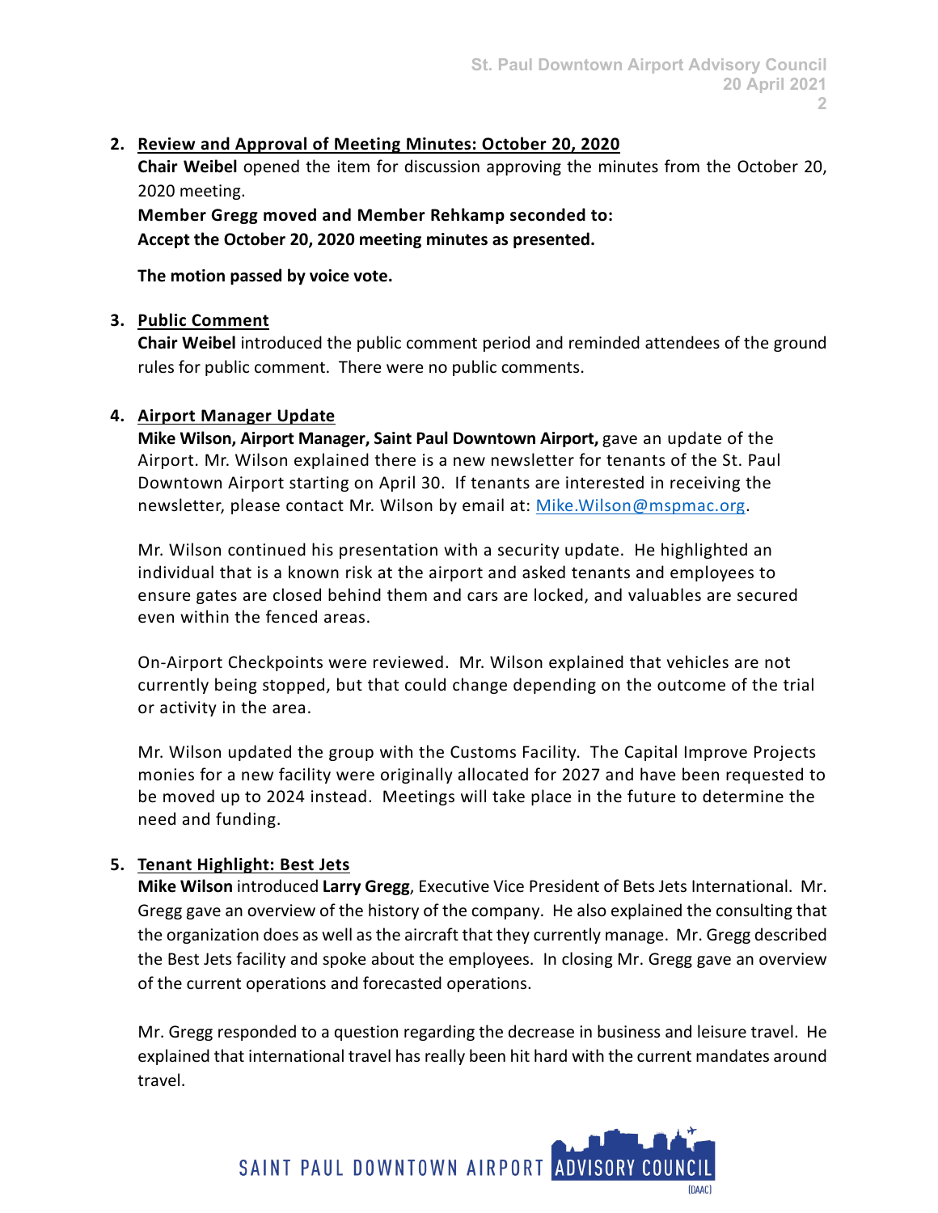2. **Review and Approval of Meeting Minutes: October 20, 2020**

   **Chair Weibel** opened the item for discussion approving the minutes from the October 20, 2020 meeting.

   **Member Gregg moved and Member Rehkamp seconded to:**
   **Accept the October 20, 2020 meeting minutes as presented.**

   **The motion passed by voice vote.**

3. **Public Comment**

   **Chair Weibel** introduced the public comment period and reminded attendees of the ground rules for public comment. There were no public comments.

4. **Airport Manager Update**

   **Mike Wilson, Airport Manager, Saint Paul Downtown Airport,** gave an update of the Airport. Mr. Wilson explained there is a new newsletter for tenants of the St. Paul Downtown Airport starting on April 30. If tenants are interested in receiving the newsletter, please contact Mr. Wilson by email at: Mike.Wilson@mspmac.org.

   Mr. Wilson continued his presentation with a security update. He highlighted an individual that is a known risk at the airport and asked tenants and employees to ensure gates are closed behind them and cars are locked, and valuables are secured even within the fenced areas.

   On-Airport Checkpoints were reviewed. Mr. Wilson explained that vehicles are not currently being stopped, but that could change depending on the outcome of the trial or activity in the area.

   Mr. Wilson updated the group with the Customs Facility. The Capital Improve Projects monies for a new facility were originally allocated for 2027 and have been requested to be moved up to 2024 instead. Meetings will take place in the future to determine the need and funding.

5. **Tenant Highlight: Best Jets**

   **Mike Wilson** introduced **Larry Gregg**, Executive Vice President of Bets Jets International. Mr. Gregg gave an overview of the history of the company. He also explained the consulting that the organization does as well as the aircraft that they currently manage. Mr. Gregg described the Best Jets facility and spoke about the employees. In closing Mr. Gregg gave an overview of the current operations and forecasted operations.

   Mr. Gregg responded to a question regarding the decrease in business and leisure travel. He explained that international travel has really been hit hard with the current mandates around travel.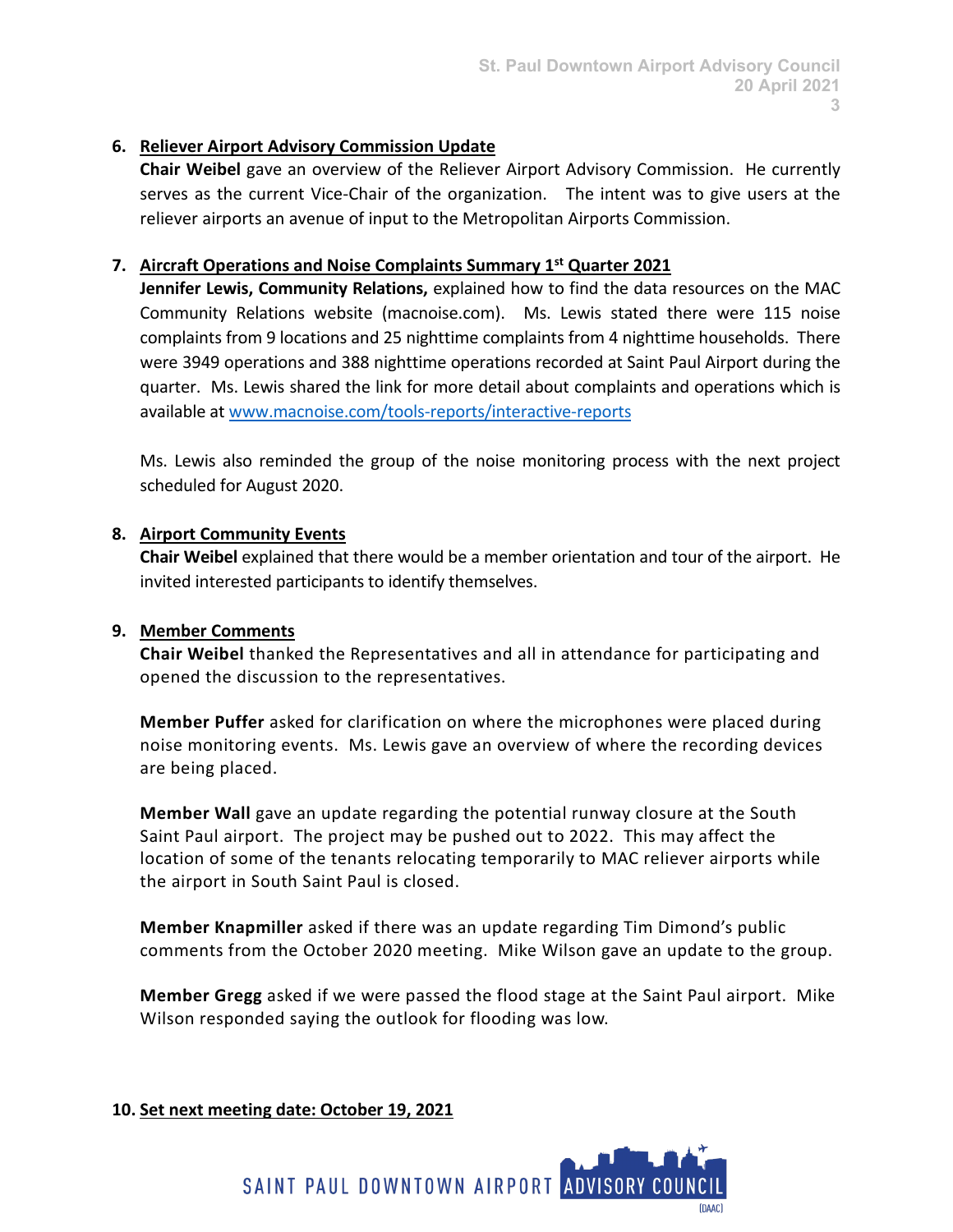6. **Reliever Airport Advisory Commission Update**

**Chair Weibel** gave an overview of the Reliever Airport Advisory Commission. He currently serves as the current Vice-Chair of the organization. The intent was to give users at the reliever airports an avenue of input to the Metropolitan Airports Commission.

7. **Aircraft Operations and Noise Complaints Summary 1st Quarter 2021**

**Jennifer Lewis, Community Relations,** explained how to find the data resources on the MAC Community Relations website (macnoise.com). Ms. Lewis stated there were 115 noise complaints from 9 locations and 25 nighttime complaints from 4 nighttime households. There were 3949 operations and 388 nighttime operations recorded at Saint Paul Airport during the quarter. Ms. Lewis shared the link for more detail about complaints and operations which is available at www.macnoise.com/tools-reports/interactive-reports

Ms. Lewis also reminded the group of the noise monitoring process with the next project scheduled for August 2020.

8. **Airport Community Events**

**Chair Weibel** explained that there would be a member orientation and tour of the airport. He invited interested participants to identify themselves.

9. **Member Comments**

**Chair Weibel** thanked the Representatives and all in attendance for participating and opened the discussion to the representatives.

**Member Puffer** asked for clarification on where the microphones were placed during noise monitoring events. Ms. Lewis gave an overview of where the recording devices are being placed.

**Member Wall** gave an update regarding the potential runway closure at the South Saint Paul airport. The project may be pushed out to 2022. This may affect the location of some of the tenants relocating temporarily to MAC reliever airports while the airport in South Saint Paul is closed.

**Member Knapmiller** asked if there was an update regarding Tim Dimond's public comments from the October 2020 meeting. Mike Wilson gave an update to the group.

**Member Gregg** asked if we were passed the flood stage at the Saint Paul airport. Mike Wilson responded saying the outlook for flooding was low.

10. **Set next meeting date: October 19, 2021**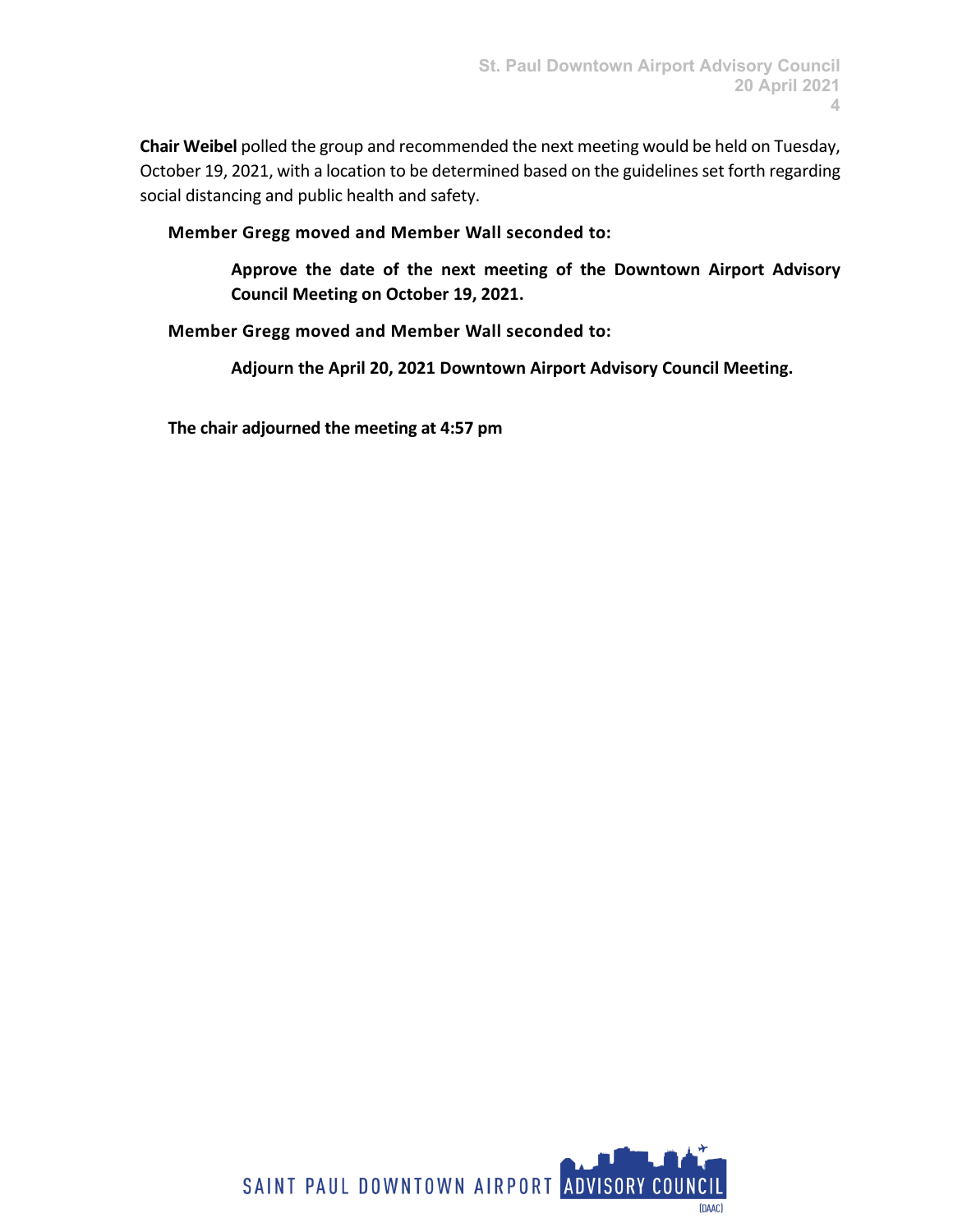**Chair Weibel** polled the group and recommended the next meeting would be held on Tuesday, October 19, 2021, with a location to be determined based on the guidelines set forth regarding social distancing and public health and safety.

**Member Gregg moved and Member Wall seconded to:**

> **Approve the date of the next meeting of the Downtown Airport Advisory Council Meeting on October 19, 2021.**

**Member Gregg moved and Member Wall seconded to:**

> **Adjourn the April 20, 2021 Downtown Airport Advisory Council Meeting.**

**The chair adjourned the meeting at 4:57 pm**